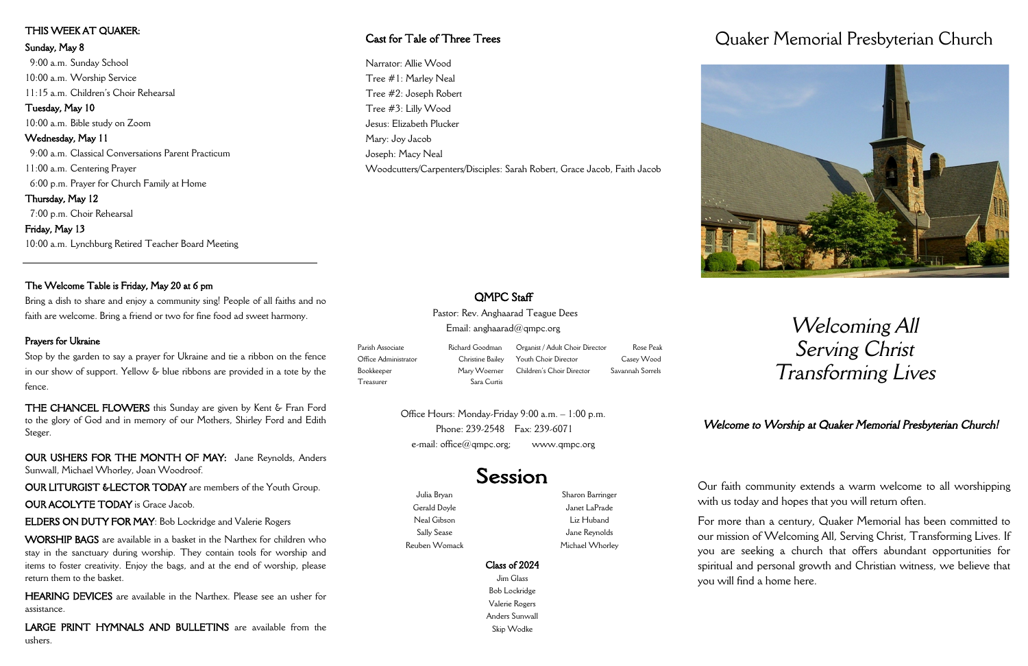THIS WEEK AT QUAKER:

**Sunday, May 8**

9:00 a.m. Sunday School
10:00 a.m. Worship Service
11:15 a.m. Children's Choir Rehearsal

**Tuesday, May 10**

10:00 a.m. Bible study on Zoom

**Wednesday, May 11**

9:00 a.m. Classical Conversations Parent Practicum
11:00 a.m. Centering Prayer
6:00 p.m. Prayer for Church Family at Home

**Thursday, May 12**

7:00 p.m. Choir Rehearsal

**Friday, May 13**

10:00 a.m. Lynchburg Retired Teacher Board Meeting

---

**The Welcome Table is Friday, May 20 at 6 pm**

Bring a dish to share and enjoy a community sing! People of all faiths and no faith are welcome. Bring a friend or two for fine food ad sweet harmony.

**Prayers for Ukraine**

Stop by the garden to say a prayer for Ukraine and tie a ribbon on the fence in our show of support. Yellow & blue ribbons are provided in a tote by the fence.

THE CHANCEL FLOWERS this Sunday are given by Kent & Fran Ford to the glory of God and in memory of our Mothers, Shirley Ford and Edith Steger.

OUR USHERS FOR THE MONTH OF MAY: Jane Reynolds, Anders Sunwall, Michael Whorley, Joan Woodroof.

OUR LITURGIST & LECTOR TODAY are members of the Youth Group.

OUR ACOLYTE TODAY is Grace Jacob.

ELDERS ON DUTY FOR MAY: Bob Lockridge and Valerie Rogers

WORSHIP BAGS are available in a basket in the Narthex for children who stay in the sanctuary during worship. They contain tools for worship and items to foster creativity. Enjoy the bags, and at the end of worship, please return them to the basket.

HEARING DEVICES are available in the Narthex. Please see an usher for assistance.

LARGE PRINT HYMNALS AND BULLETINS are available from the ushers.

**Cast for Tale of Three Trees**

Narrator: Allie Wood
Tree #1: Marley Neal
Tree #2: Joseph Robert
Tree #3: Lilly Wood
Jesus: Elizabeth Plucker
Mary: Joy Jacob
Joseph: Macy Neal
Woodcutters/Carpenters/Disciples: Sarah Robert, Grace Jacob, Faith Jacob

**QMPC Staff**

Pastor: Rev. Anghaarad Teague Dees
Email: anghaarad@qmpc.org

| | | | |
|---|---|---|---|
| Parish Associate | Richard Goodman | Organist / Adult Choir Director | Rose Peak |
| Office Administrator | Christine Bailey | Youth Choir Director | Casey Wood |
| Bookkeeper | Mary Woerner | Children's Choir Director | Savannah Sorrels |
| Treasurer | Sara Curtis | | |

Office Hours: Monday-Friday 9:00 a.m. – 1:00 p.m.
Phone: 239-2548 Fax: 239-6071
e-mail: office@qmpc.org; www.qmpc.org

## Session

Julia Bryan
Gerald Doyle
Neal Gibson
Sally Sease
Reuben Womack

Sharon Barringer
Janet LaPrade
Liz Huband
Jane Reynolds
Michael Whorley

**Class of 2024**

Jim Glass
Bob Lockridge
Valerie Rogers
Anders Sunwall
Skip Wodke

# Quaker Memorial Presbyterian Church

*Welcoming All*
*Serving Christ*
*Transforming Lives*

***Welcome to Worship at Quaker Memorial Presbyterian Church!***

Our faith community extends a warm welcome to all worshipping with us today and hopes that you will return often.

For more than a century, Quaker Memorial has been committed to our mission of Welcoming All, Serving Christ, Transforming Lives. If you are seeking a church that offers abundant opportunities for spiritual and personal growth and Christian witness, we believe that you will find a home here.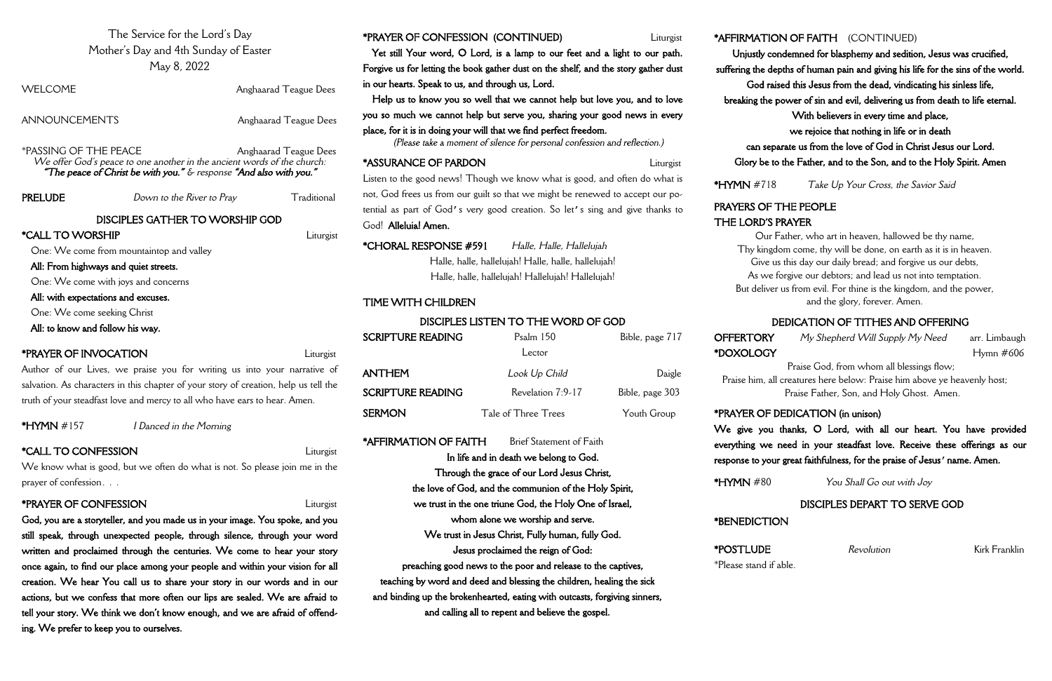The Service for the Lord's Day
Mother's Day and 4th Sunday of Easter
May 8, 2022

WELCOME — Anghaarad Teague Dees

ANNOUNCEMENTS — Anghaarad Teague Dees

*PASSING OF THE PEACE — Anghaarad Teague Dees

*We offer God's peace to one another in the ancient words of the church:*
***"The peace of Christ be with you."*** *& response* ***"And also with you."***

**PRELUDE** — *Down to the River to Pray* — Traditional

## DISCIPLES GATHER TO WORSHIP GOD

**\*CALL TO WORSHIP** — Liturgist

One: We come from mountaintop and valley

**All: From highways and quiet streets.**

One: We come with joys and concerns

**All: with expectations and excuses.**

One: We come seeking Christ

**All: to know and follow his way.**

**\*PRAYER OF INVOCATION** — Liturgist

Author of our Lives, we praise you for writing us into your narrative of salvation. As characters in this chapter of your story of creation, help us tell the truth of your steadfast love and mercy to all who have ears to hear. Amen.

**\*HYMN** #157 — *I Danced in the Morning*

**\*CALL TO CONFESSION** — Liturgist

We know what is good, but we often do what is not. So please join me in the prayer of confession. . .

**\*PRAYER OF CONFESSION** — Liturgist

**God, you are a storyteller, and you made us in your image. You spoke, and you still speak, through unexpected people, through silence, through your word written and proclaimed through the centuries. We come to hear your story once again, to find our place among your people and within your vision for all creation. We hear You call us to share your story in our words and in our actions, but we confess that more often our lips are sealed. We are afraid to tell your story. We think we don't know enough, and we are afraid of offending. We prefer to keep you to ourselves.**

**\*PRAYER OF CONFESSION (CONTINUED)** — Liturgist

**Yet still Your word, O Lord, is a lamp to our feet and a light to our path. Forgive us for letting the book gather dust on the shelf, and the story gather dust in our hearts. Speak to us, and through us, Lord.**

**Help us to know you so well that we cannot help but love you, and to love you so much we cannot help but serve you, sharing your good news in every place, for it is in doing your will that we find perfect freedom.**

*(Please take a moment of silence for personal confession and reflection.)*

**\*ASSURANCE OF PARDON** — Liturgist

Listen to the good news! Though we know what is good, and often do what is not, God frees us from our guilt so that we might be renewed to accept our potential as part of God's very good creation. So let's sing and give thanks to God! **Alleluia! Amen.**

**\*CHORAL RESPONSE #591** — *Halle, Halle, Hallelujah*

Halle, halle, hallelujah! Halle, halle, hallelujah!
Halle, halle, hallelujah! Hallelujah! Hallelujah!

**TIME WITH CHILDREN**

## DISCIPLES LISTEN TO THE WORD OF GOD

**SCRIPTURE READING** — Psalm 150 — Bible, page 717
Lector

**ANTHEM** — *Look Up Child* — Daigle

**SCRIPTURE READING** — Revelation 7:9-17 — Bible, page 303

**SERMON** — Tale of Three Trees — Youth Group

**\*AFFIRMATION OF FAITH** — Brief Statement of Faith

**In life and in death we belong to God.**
**Through the grace of our Lord Jesus Christ,**
**the love of God, and the communion of the Holy Spirit,**
**we trust in the one triune God, the Holy One of Israel,**
**whom alone we worship and serve.**
**We trust in Jesus Christ, Fully human, fully God.**
**Jesus proclaimed the reign of God:**
**preaching good news to the poor and release to the captives,**
**teaching by word and deed and blessing the children, healing the sick**
**and binding up the brokenhearted, eating with outcasts, forgiving sinners,**
**and calling all to repent and believe the gospel.**

**\*AFFIRMATION OF FAITH** (CONTINUED)

**Unjustly condemned for blasphemy and sedition, Jesus was crucified,**
**suffering the depths of human pain and giving his life for the sins of the world.**
**God raised this Jesus from the dead, vindicating his sinless life,**
**breaking the power of sin and evil, delivering us from death to life eternal.**
**With believers in every time and place,**
**we rejoice that nothing in life or in death**
**can separate us from the love of God in Christ Jesus our Lord.**
**Glory be to the Father, and to the Son, and to the Holy Spirit. Amen**

**\*HYMN** #718 — *Take Up Your Cross, the Savior Said*

**PRAYERS OF THE PEOPLE**

**THE LORD'S PRAYER**

Our Father, who art in heaven, hallowed be thy name,
Thy kingdom come, thy will be done, on earth as it is in heaven.
Give us this day our daily bread; and forgive us our debts,
As we forgive our debtors; and lead us not into temptation.
But deliver us from evil. For thine is the kingdom, and the power,
and the glory, forever. Amen.

## DEDICATION OF TITHES AND OFFERING

**OFFERTORY** — *My Shepherd Will Supply My Need* — arr. Limbaugh

**\*DOXOLOGY** — Hymn #606

Praise God, from whom all blessings flow;
Praise him, all creatures here below: Praise him above ye heavenly host;
Praise Father, Son, and Holy Ghost. Amen.

**\*PRAYER OF DEDICATION (in unison)**

**We give you thanks, O Lord, with all our heart. You have provided everything we need in your steadfast love. Receive these offerings as our response to your great faithfulness, for the praise of Jesus' name. Amen.**

**\*HYMN** #80 — *You Shall Go out with Joy*

## DISCIPLES DEPART TO SERVE GOD

**\*BENEDICTION**

**\*POSTLUDE** — *Revolution* — Kirk Franklin

*Please stand if able.